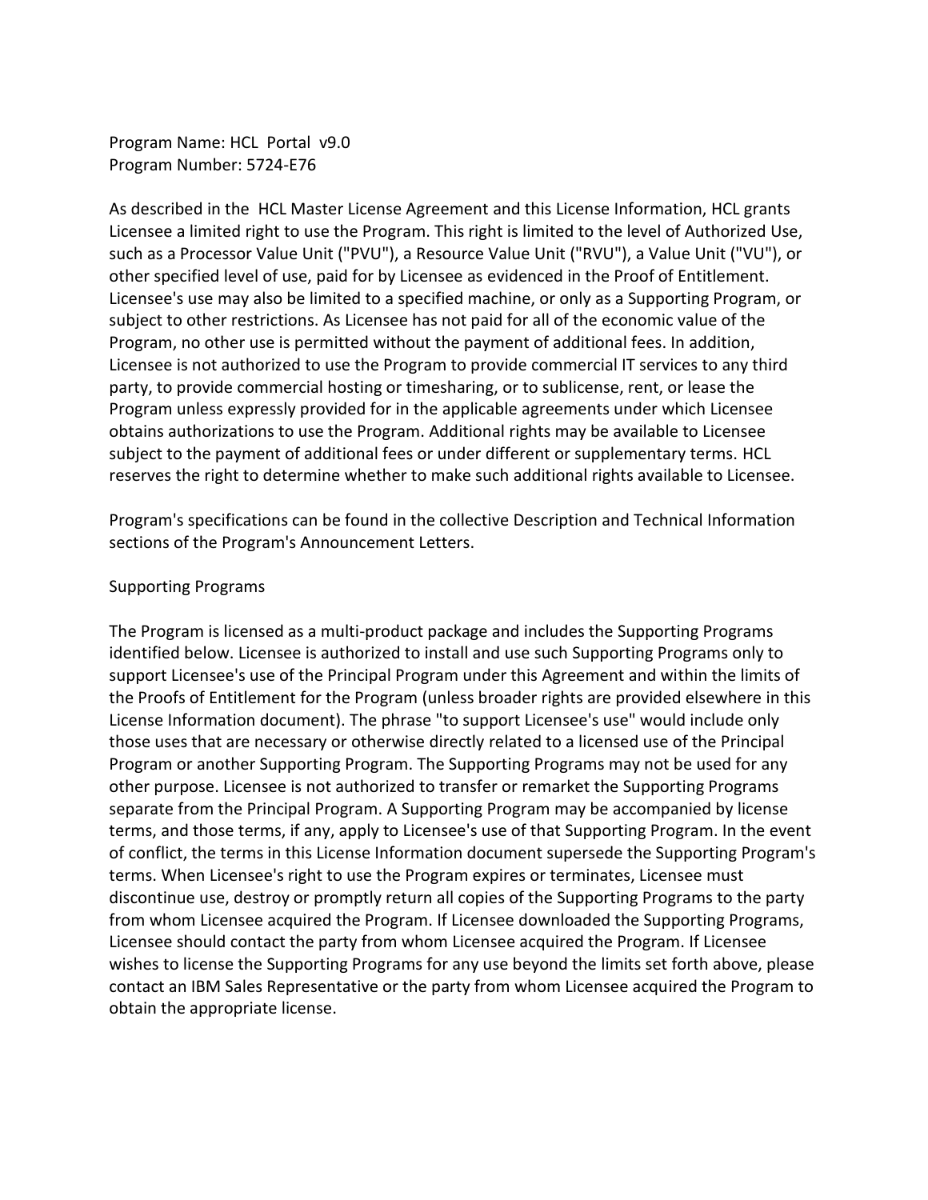Program Name: HCL Portal v9.0
Program Number: 5724-E76

As described in the HCL Master License Agreement and this License Information, HCL grants Licensee a limited right to use the Program. This right is limited to the level of Authorized Use, such as a Processor Value Unit ("PVU"), a Resource Value Unit ("RVU"), a Value Unit ("VU"), or other specified level of use, paid for by Licensee as evidenced in the Proof of Entitlement. Licensee's use may also be limited to a specified machine, or only as a Supporting Program, or subject to other restrictions. As Licensee has not paid for all of the economic value of the Program, no other use is permitted without the payment of additional fees. In addition, Licensee is not authorized to use the Program to provide commercial IT services to any third party, to provide commercial hosting or timesharing, or to sublicense, rent, or lease the Program unless expressly provided for in the applicable agreements under which Licensee obtains authorizations to use the Program. Additional rights may be available to Licensee subject to the payment of additional fees or under different or supplementary terms. HCL reserves the right to determine whether to make such additional rights available to Licensee.

Program's specifications can be found in the collective Description and Technical Information sections of the Program's Announcement Letters.

## Supporting Programs

The Program is licensed as a multi-product package and includes the Supporting Programs identified below. Licensee is authorized to install and use such Supporting Programs only to support Licensee's use of the Principal Program under this Agreement and within the limits of the Proofs of Entitlement for the Program (unless broader rights are provided elsewhere in this License Information document). The phrase "to support Licensee's use" would include only those uses that are necessary or otherwise directly related to a licensed use of the Principal Program or another Supporting Program. The Supporting Programs may not be used for any other purpose. Licensee is not authorized to transfer or remarket the Supporting Programs separate from the Principal Program. A Supporting Program may be accompanied by license terms, and those terms, if any, apply to Licensee's use of that Supporting Program. In the event of conflict, the terms in this License Information document supersede the Supporting Program's terms. When Licensee's right to use the Program expires or terminates, Licensee must discontinue use, destroy or promptly return all copies of the Supporting Programs to the party from whom Licensee acquired the Program. If Licensee downloaded the Supporting Programs, Licensee should contact the party from whom Licensee acquired the Program. If Licensee wishes to license the Supporting Programs for any use beyond the limits set forth above, please contact an IBM Sales Representative or the party from whom Licensee acquired the Program to obtain the appropriate license.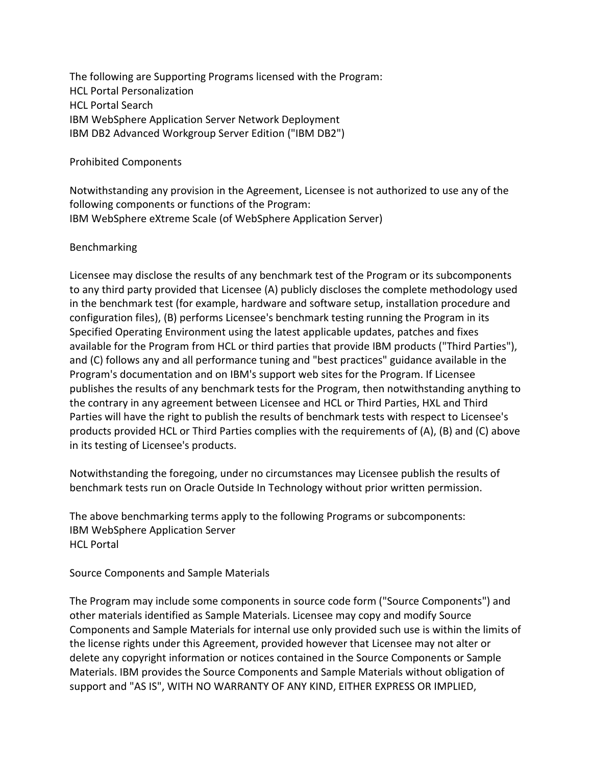The following are Supporting Programs licensed with the Program:
HCL Portal Personalization
HCL Portal Search
IBM WebSphere Application Server Network Deployment
IBM DB2 Advanced Workgroup Server Edition ("IBM DB2")

## Prohibited Components

Notwithstanding any provision in the Agreement, Licensee is not authorized to use any of the following components or functions of the Program:
IBM WebSphere eXtreme Scale (of WebSphere Application Server)

## Benchmarking

Licensee may disclose the results of any benchmark test of the Program or its subcomponents to any third party provided that Licensee (A) publicly discloses the complete methodology used in the benchmark test (for example, hardware and software setup, installation procedure and configuration files), (B) performs Licensee's benchmark testing running the Program in its Specified Operating Environment using the latest applicable updates, patches and fixes available for the Program from HCL or third parties that provide IBM products ("Third Parties"), and (C) follows any and all performance tuning and "best practices" guidance available in the Program's documentation and on IBM's support web sites for the Program. If Licensee publishes the results of any benchmark tests for the Program, then notwithstanding anything to the contrary in any agreement between Licensee and HCL or Third Parties, HXL and Third Parties will have the right to publish the results of benchmark tests with respect to Licensee's products provided HCL or Third Parties complies with the requirements of (A), (B) and (C) above in its testing of Licensee's products.

Notwithstanding the foregoing, under no circumstances may Licensee publish the results of benchmark tests run on Oracle Outside In Technology without prior written permission.

The above benchmarking terms apply to the following Programs or subcomponents:
IBM WebSphere Application Server
HCL Portal

## Source Components and Sample Materials

The Program may include some components in source code form ("Source Components") and other materials identified as Sample Materials. Licensee may copy and modify Source Components and Sample Materials for internal use only provided such use is within the limits of the license rights under this Agreement, provided however that Licensee may not alter or delete any copyright information or notices contained in the Source Components or Sample Materials. IBM provides the Source Components and Sample Materials without obligation of support and "AS IS", WITH NO WARRANTY OF ANY KIND, EITHER EXPRESS OR IMPLIED,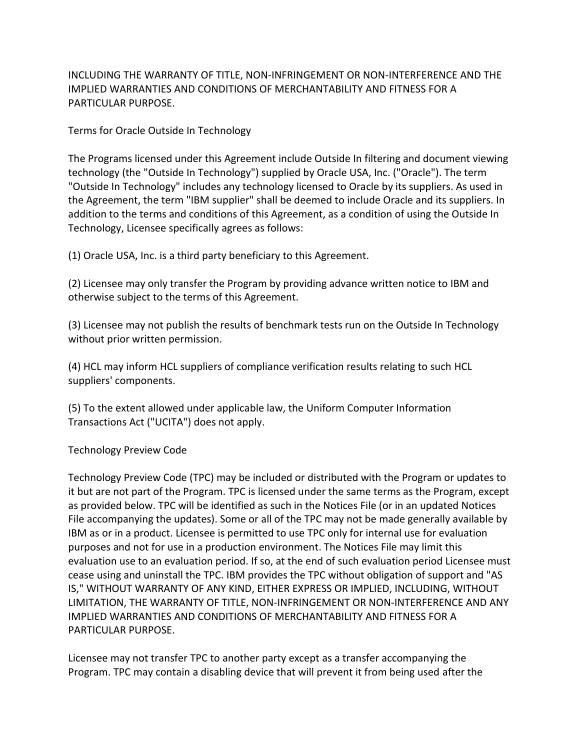INCLUDING THE WARRANTY OF TITLE, NON-INFRINGEMENT OR NON-INTERFERENCE AND THE IMPLIED WARRANTIES AND CONDITIONS OF MERCHANTABILITY AND FITNESS FOR A PARTICULAR PURPOSE.

Terms for Oracle Outside In Technology

The Programs licensed under this Agreement include Outside In filtering and document viewing technology (the "Outside In Technology") supplied by Oracle USA, Inc. ("Oracle"). The term "Outside In Technology" includes any technology licensed to Oracle by its suppliers. As used in the Agreement, the term "IBM supplier" shall be deemed to include Oracle and its suppliers. In addition to the terms and conditions of this Agreement, as a condition of using the Outside In Technology, Licensee specifically agrees as follows:

(1) Oracle USA, Inc. is a third party beneficiary to this Agreement.

(2) Licensee may only transfer the Program by providing advance written notice to IBM and otherwise subject to the terms of this Agreement.

(3) Licensee may not publish the results of benchmark tests run on the Outside In Technology without prior written permission.

(4) HCL may inform HCL suppliers of compliance verification results relating to such HCL suppliers' components.

(5) To the extent allowed under applicable law, the Uniform Computer Information Transactions Act ("UCITA") does not apply.

Technology Preview Code

Technology Preview Code (TPC) may be included or distributed with the Program or updates to it but are not part of the Program. TPC is licensed under the same terms as the Program, except as provided below. TPC will be identified as such in the Notices File (or in an updated Notices File accompanying the updates). Some or all of the TPC may not be made generally available by IBM as or in a product. Licensee is permitted to use TPC only for internal use for evaluation purposes and not for use in a production environment. The Notices File may limit this evaluation use to an evaluation period. If so, at the end of such evaluation period Licensee must cease using and uninstall the TPC. IBM provides the TPC without obligation of support and "AS IS," WITHOUT WARRANTY OF ANY KIND, EITHER EXPRESS OR IMPLIED, INCLUDING, WITHOUT LIMITATION, THE WARRANTY OF TITLE, NON-INFRINGEMENT OR NON-INTERFERENCE AND ANY IMPLIED WARRANTIES AND CONDITIONS OF MERCHANTABILITY AND FITNESS FOR A PARTICULAR PURPOSE.

Licensee may not transfer TPC to another party except as a transfer accompanying the Program. TPC may contain a disabling device that will prevent it from being used after the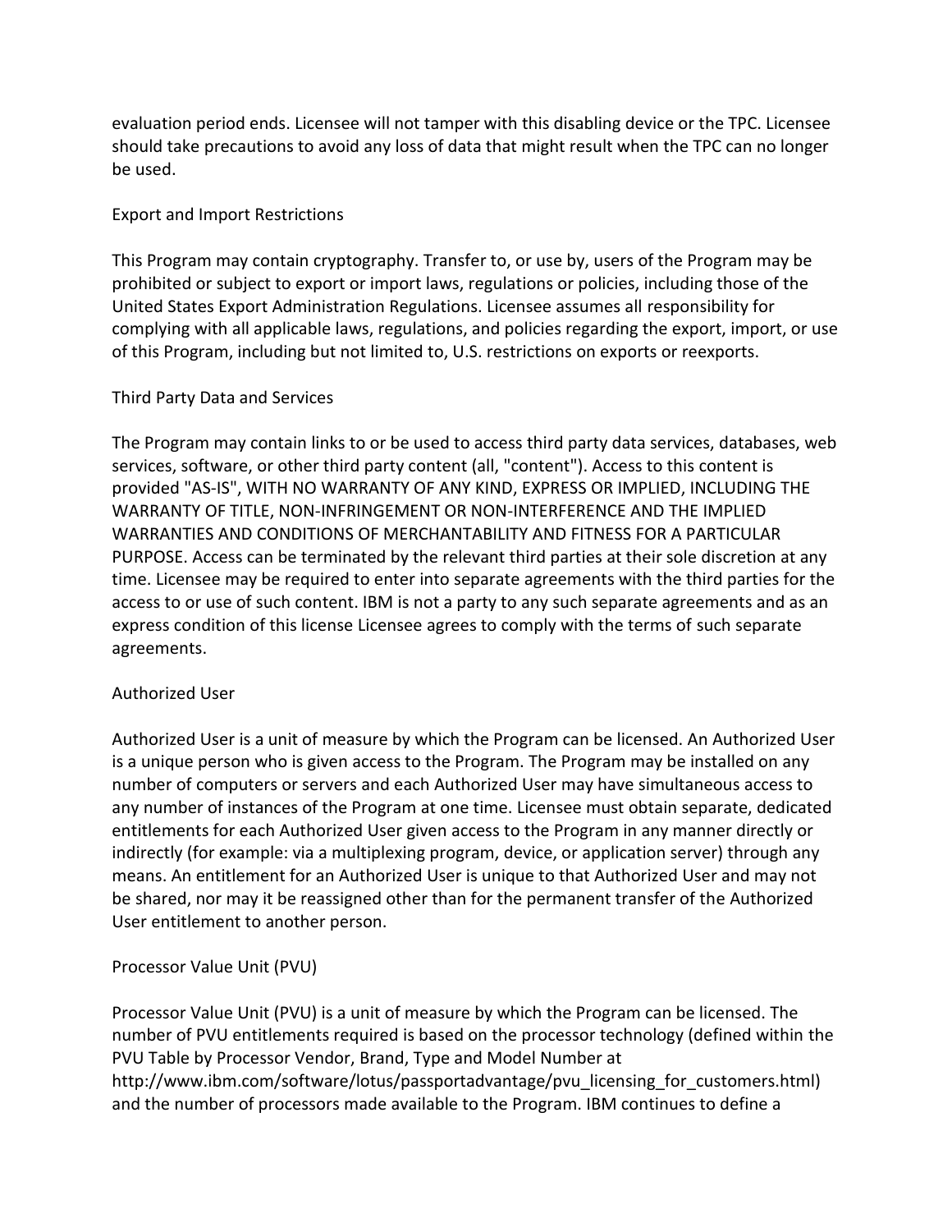evaluation period ends. Licensee will not tamper with this disabling device or the TPC. Licensee should take precautions to avoid any loss of data that might result when the TPC can no longer be used.

## Export and Import Restrictions

This Program may contain cryptography. Transfer to, or use by, users of the Program may be prohibited or subject to export or import laws, regulations or policies, including those of the United States Export Administration Regulations. Licensee assumes all responsibility for complying with all applicable laws, regulations, and policies regarding the export, import, or use of this Program, including but not limited to, U.S. restrictions on exports or reexports.

## Third Party Data and Services

The Program may contain links to or be used to access third party data services, databases, web services, software, or other third party content (all, "content"). Access to this content is provided "AS-IS", WITH NO WARRANTY OF ANY KIND, EXPRESS OR IMPLIED, INCLUDING THE WARRANTY OF TITLE, NON-INFRINGEMENT OR NON-INTERFERENCE AND THE IMPLIED WARRANTIES AND CONDITIONS OF MERCHANTABILITY AND FITNESS FOR A PARTICULAR PURPOSE. Access can be terminated by the relevant third parties at their sole discretion at any time. Licensee may be required to enter into separate agreements with the third parties for the access to or use of such content. IBM is not a party to any such separate agreements and as an express condition of this license Licensee agrees to comply with the terms of such separate agreements.

## Authorized User

Authorized User is a unit of measure by which the Program can be licensed. An Authorized User is a unique person who is given access to the Program. The Program may be installed on any number of computers or servers and each Authorized User may have simultaneous access to any number of instances of the Program at one time. Licensee must obtain separate, dedicated entitlements for each Authorized User given access to the Program in any manner directly or indirectly (for example: via a multiplexing program, device, or application server) through any means. An entitlement for an Authorized User is unique to that Authorized User and may not be shared, nor may it be reassigned other than for the permanent transfer of the Authorized User entitlement to another person.

## Processor Value Unit (PVU)

Processor Value Unit (PVU) is a unit of measure by which the Program can be licensed. The number of PVU entitlements required is based on the processor technology (defined within the PVU Table by Processor Vendor, Brand, Type and Model Number at http://www.ibm.com/software/lotus/passportadvantage/pvu_licensing_for_customers.html) and the number of processors made available to the Program. IBM continues to define a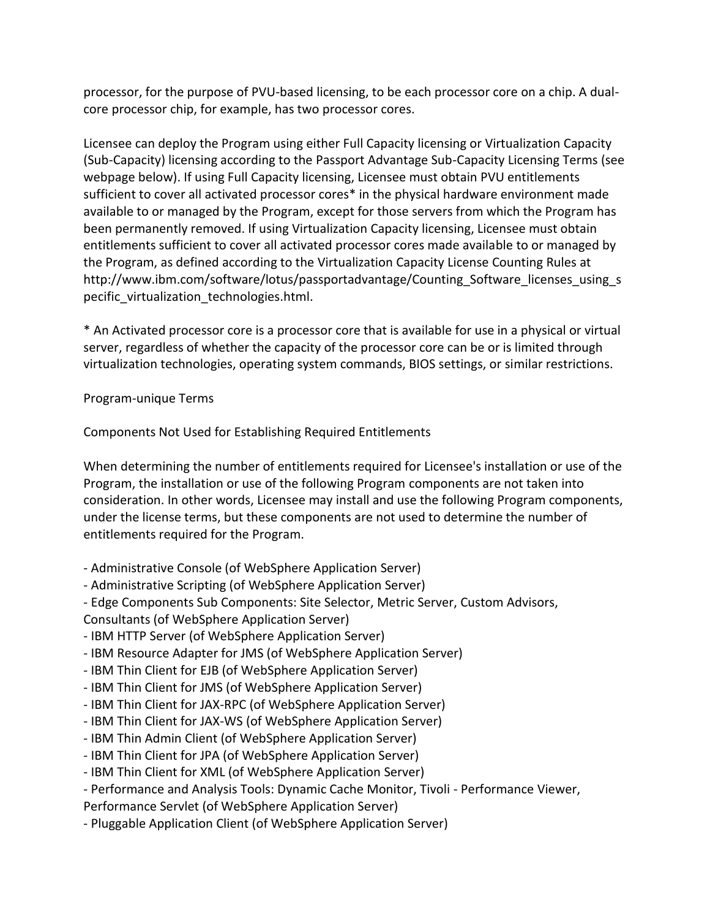processor, for the purpose of PVU-based licensing, to be each processor core on a chip. A dual-core processor chip, for example, has two processor cores.

Licensee can deploy the Program using either Full Capacity licensing or Virtualization Capacity (Sub-Capacity) licensing according to the Passport Advantage Sub-Capacity Licensing Terms (see webpage below). If using Full Capacity licensing, Licensee must obtain PVU entitlements sufficient to cover all activated processor cores* in the physical hardware environment made available to or managed by the Program, except for those servers from which the Program has been permanently removed. If using Virtualization Capacity licensing, Licensee must obtain entitlements sufficient to cover all activated processor cores made available to or managed by the Program, as defined according to the Virtualization Capacity License Counting Rules at http://www.ibm.com/software/lotus/passportadvantage/Counting_Software_licenses_using_specific_virtualization_technologies.html.

* An Activated processor core is a processor core that is available for use in a physical or virtual server, regardless of whether the capacity of the processor core can be or is limited through virtualization technologies, operating system commands, BIOS settings, or similar restrictions.

Program-unique Terms

Components Not Used for Establishing Required Entitlements

When determining the number of entitlements required for Licensee's installation or use of the Program, the installation or use of the following Program components are not taken into consideration. In other words, Licensee may install and use the following Program components, under the license terms, but these components are not used to determine the number of entitlements required for the Program.

- Administrative Console (of WebSphere Application Server)
- Administrative Scripting (of WebSphere Application Server)
- Edge Components Sub Components: Site Selector, Metric Server, Custom Advisors, Consultants (of WebSphere Application Server)
- IBM HTTP Server (of WebSphere Application Server)
- IBM Resource Adapter for JMS (of WebSphere Application Server)
- IBM Thin Client for EJB (of WebSphere Application Server)
- IBM Thin Client for JMS (of WebSphere Application Server)
- IBM Thin Client for JAX-RPC (of WebSphere Application Server)
- IBM Thin Client for JAX-WS (of WebSphere Application Server)
- IBM Thin Admin Client (of WebSphere Application Server)
- IBM Thin Client for JPA (of WebSphere Application Server)
- IBM Thin Client for XML (of WebSphere Application Server)
- Performance and Analysis Tools: Dynamic Cache Monitor, Tivoli - Performance Viewer, Performance Servlet (of WebSphere Application Server)
- Pluggable Application Client (of WebSphere Application Server)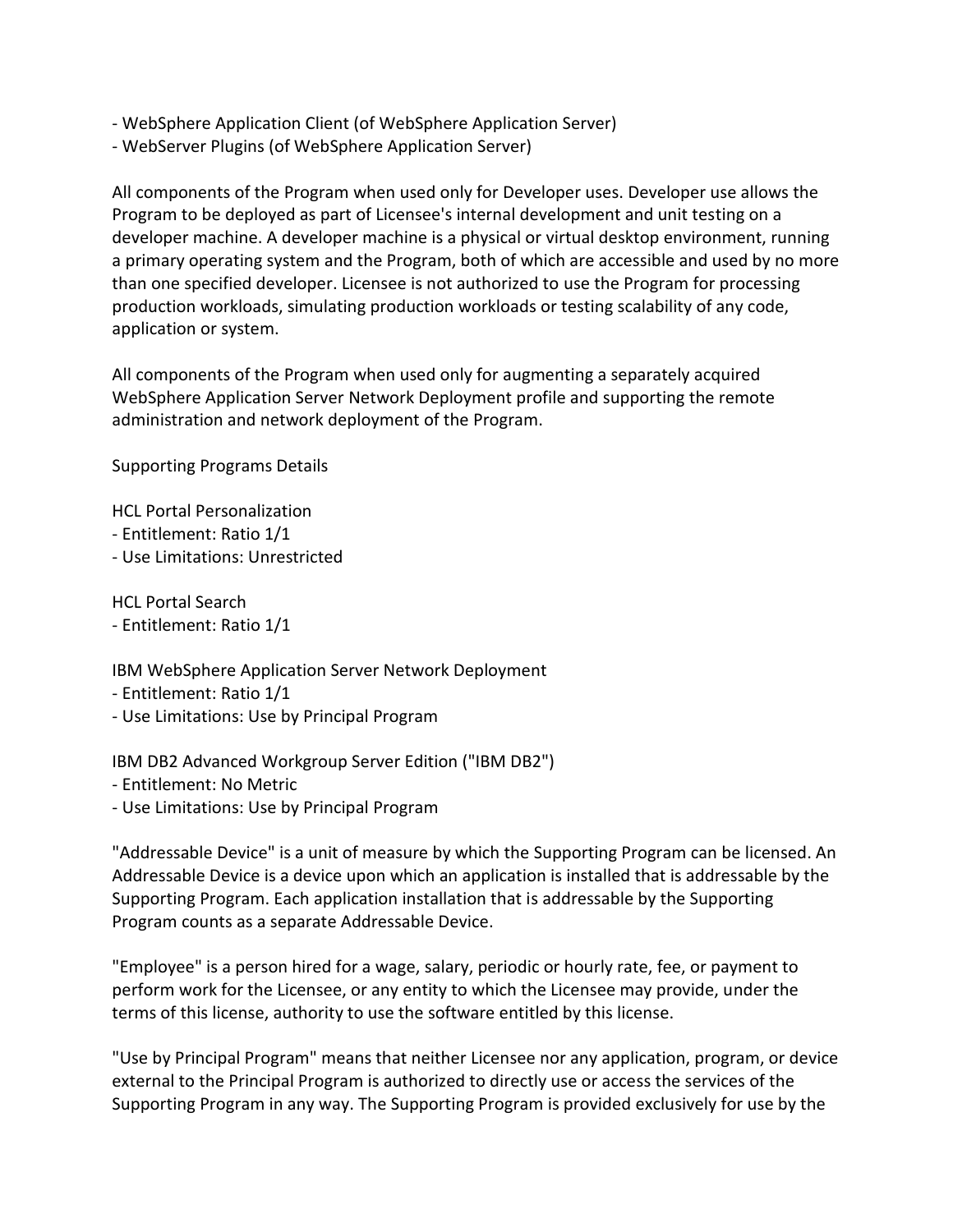- WebSphere Application Client (of WebSphere Application Server)
- WebServer Plugins (of WebSphere Application Server)

All components of the Program when used only for Developer uses. Developer use allows the Program to be deployed as part of Licensee's internal development and unit testing on a developer machine. A developer machine is a physical or virtual desktop environment, running a primary operating system and the Program, both of which are accessible and used by no more than one specified developer. Licensee is not authorized to use the Program for processing production workloads, simulating production workloads or testing scalability of any code, application or system.

All components of the Program when used only for augmenting a separately acquired WebSphere Application Server Network Deployment profile and supporting the remote administration and network deployment of the Program.

Supporting Programs Details

HCL Portal Personalization
- Entitlement: Ratio 1/1
- Use Limitations: Unrestricted

HCL Portal Search
- Entitlement: Ratio 1/1

IBM WebSphere Application Server Network Deployment
- Entitlement: Ratio 1/1
- Use Limitations: Use by Principal Program

IBM DB2 Advanced Workgroup Server Edition ("IBM DB2")
- Entitlement: No Metric
- Use Limitations: Use by Principal Program

"Addressable Device" is a unit of measure by which the Supporting Program can be licensed. An Addressable Device is a device upon which an application is installed that is addressable by the Supporting Program. Each application installation that is addressable by the Supporting Program counts as a separate Addressable Device.

"Employee" is a person hired for a wage, salary, periodic or hourly rate, fee, or payment to perform work for the Licensee, or any entity to which the Licensee may provide, under the terms of this license, authority to use the software entitled by this license.

"Use by Principal Program" means that neither Licensee nor any application, program, or device external to the Principal Program is authorized to directly use or access the services of the Supporting Program in any way. The Supporting Program is provided exclusively for use by the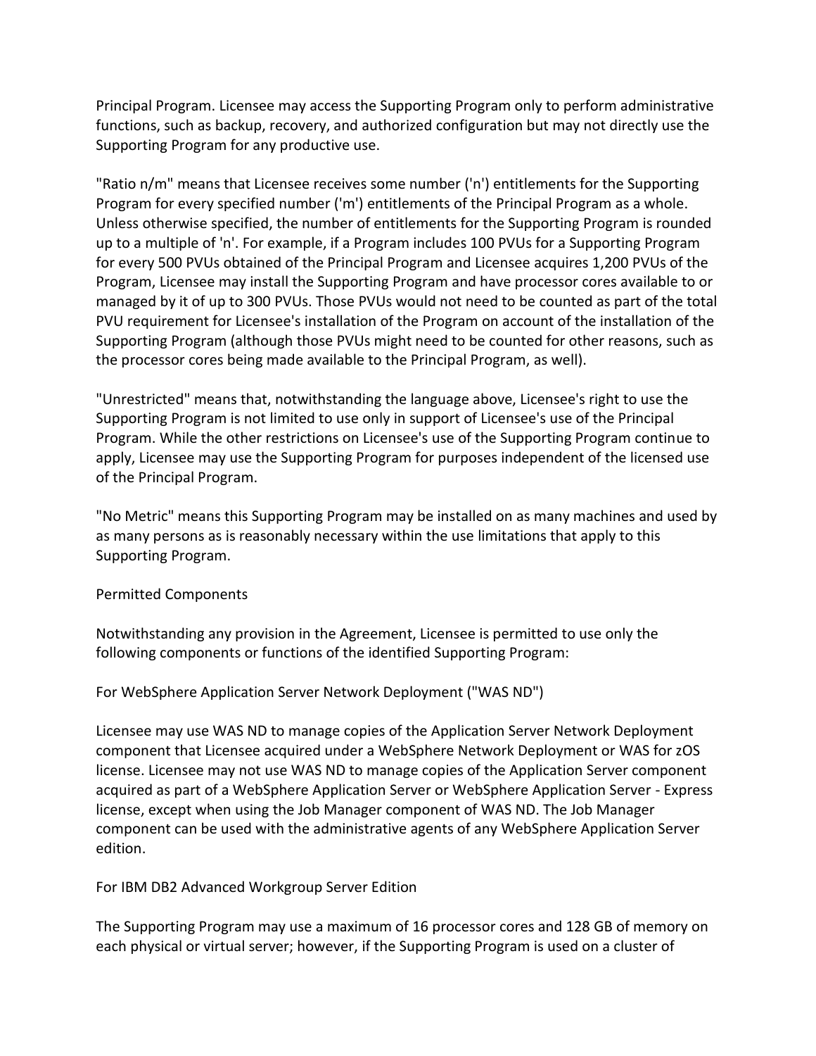Principal Program. Licensee may access the Supporting Program only to perform administrative functions, such as backup, recovery, and authorized configuration but may not directly use the Supporting Program for any productive use.

"Ratio n/m" means that Licensee receives some number ('n') entitlements for the Supporting Program for every specified number ('m') entitlements of the Principal Program as a whole. Unless otherwise specified, the number of entitlements for the Supporting Program is rounded up to a multiple of 'n'. For example, if a Program includes 100 PVUs for a Supporting Program for every 500 PVUs obtained of the Principal Program and Licensee acquires 1,200 PVUs of the Program, Licensee may install the Supporting Program and have processor cores available to or managed by it of up to 300 PVUs. Those PVUs would not need to be counted as part of the total PVU requirement for Licensee's installation of the Program on account of the installation of the Supporting Program (although those PVUs might need to be counted for other reasons, such as the processor cores being made available to the Principal Program, as well).

"Unrestricted" means that, notwithstanding the language above, Licensee's right to use the Supporting Program is not limited to use only in support of Licensee's use of the Principal Program. While the other restrictions on Licensee's use of the Supporting Program continue to apply, Licensee may use the Supporting Program for purposes independent of the licensed use of the Principal Program.

"No Metric" means this Supporting Program may be installed on as many machines and used by as many persons as is reasonably necessary within the use limitations that apply to this Supporting Program.

Permitted Components

Notwithstanding any provision in the Agreement, Licensee is permitted to use only the following components or functions of the identified Supporting Program:

For WebSphere Application Server Network Deployment ("WAS ND")

Licensee may use WAS ND to manage copies of the Application Server Network Deployment component that Licensee acquired under a WebSphere Network Deployment or WAS for zOS license. Licensee may not use WAS ND to manage copies of the Application Server component acquired as part of a WebSphere Application Server or WebSphere Application Server - Express license, except when using the Job Manager component of WAS ND. The Job Manager component can be used with the administrative agents of any WebSphere Application Server edition.

For IBM DB2 Advanced Workgroup Server Edition

The Supporting Program may use a maximum of 16 processor cores and 128 GB of memory on each physical or virtual server; however, if the Supporting Program is used on a cluster of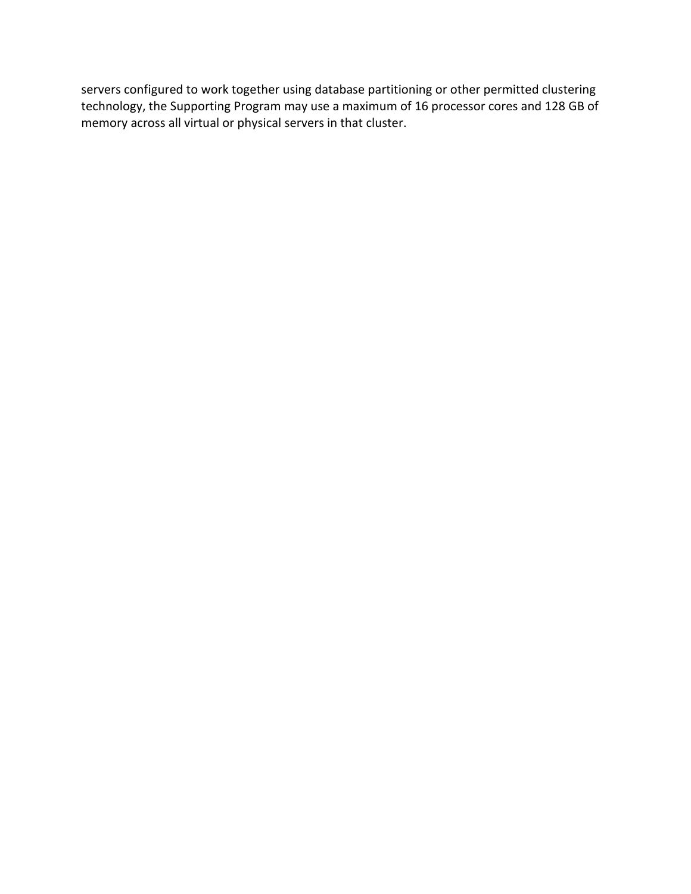servers configured to work together using database partitioning or other permitted clustering technology, the Supporting Program may use a maximum of 16 processor cores and 128 GB of memory across all virtual or physical servers in that cluster.